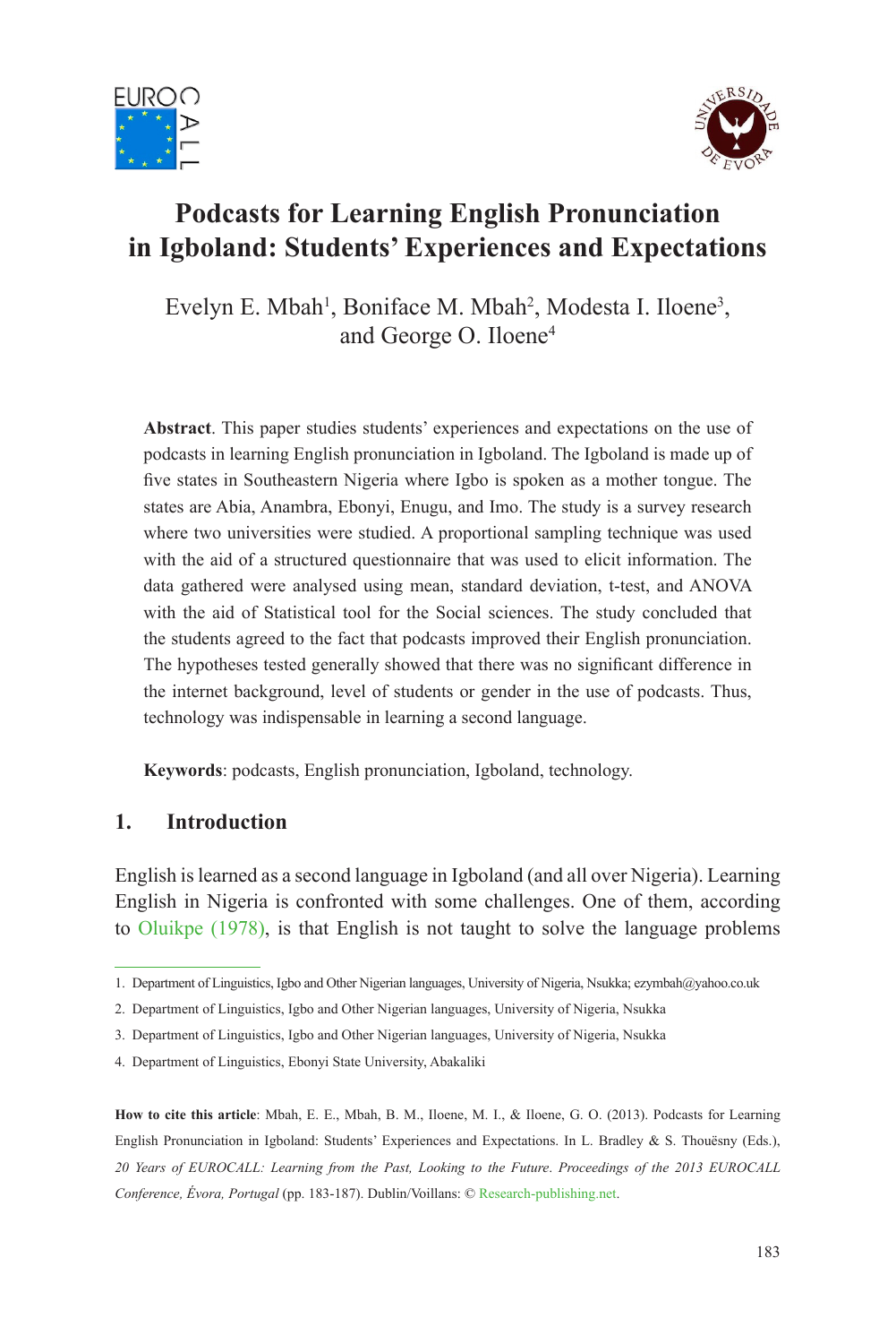# Podcasts for Learning English Pronunciation in Igboland: Students' Experiences and Expectations

Evelyn E. Mbah[1], Boniface M. Mbah[2], Modesta I. Iloene[3], and George O. Iloene[4]

**Abstract**. This paper studies students' experiences and expectations on the use of podcasts in learning English pronunciation in Igboland. The Igboland is made up of five states in Southeastern Nigeria where Igbo is spoken as a mother tongue. The states are Abia, Anambra, Ebonyi, Enugu, and Imo. The study is a survey research where two universities were studied. A proportional sampling technique was used with the aid of a structured questionnaire that was used to elicit information. The data gathered were analysed using mean, standard deviation, t-test, and ANOVA with the aid of Statistical tool for the Social sciences. The study concluded that the students agreed to the fact that podcasts improved their English pronunciation. The hypotheses tested generally showed that there was no significant difference in the internet background, level of students or gender in the use of podcasts. Thus, technology was indispensable in learning a second language.

**Keywords**: podcasts, English pronunciation, Igboland, technology.

## 1. Introduction

English is learned as a second language in Igboland (and all over Nigeria). Learning English in Nigeria is confronted with some challenges. One of them, according to Oluikpe (1978), is that English is not taught to solve the language problems

---

1. Department of Linguistics, Igbo and Other Nigerian languages, University of Nigeria, Nsukka; ezymbah@yahoo.co.uk
2. Department of Linguistics, Igbo and Other Nigerian languages, University of Nigeria, Nsukka
3. Department of Linguistics, Igbo and Other Nigerian languages, University of Nigeria, Nsukka
4. Department of Linguistics, Ebonyi State University, Abakaliki

**How to cite this article**: Mbah, E. E., Mbah, B. M., Iloene, M. I., & Iloene, G. O. (2013). Podcasts for Learning English Pronunciation in Igboland: Students' Experiences and Expectations. In L. Bradley & S. Thouësny (Eds.), *20 Years of EUROCALL: Learning from the Past, Looking to the Future. Proceedings of the 2013 EUROCALL Conference, Évora, Portugal* (pp. 183-187). Dublin/Voillans: © Research-publishing.net.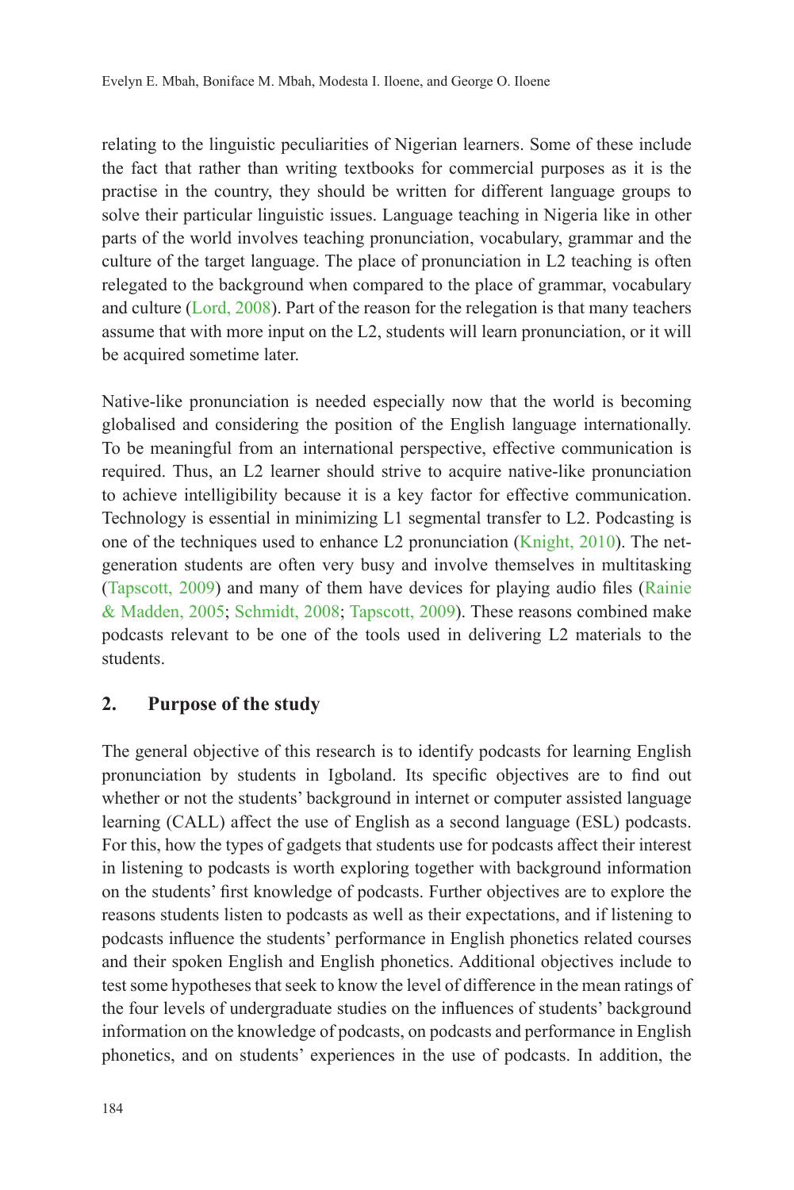relating to the linguistic peculiarities of Nigerian learners. Some of these include the fact that rather than writing textbooks for commercial purposes as it is the practise in the country, they should be written for different language groups to solve their particular linguistic issues. Language teaching in Nigeria like in other parts of the world involves teaching pronunciation, vocabulary, grammar and the culture of the target language. The place of pronunciation in L2 teaching is often relegated to the background when compared to the place of grammar, vocabulary and culture (Lord, 2008). Part of the reason for the relegation is that many teachers assume that with more input on the L2, students will learn pronunciation, or it will be acquired sometime later.

Native-like pronunciation is needed especially now that the world is becoming globalised and considering the position of the English language internationally. To be meaningful from an international perspective, effective communication is required. Thus, an L2 learner should strive to acquire native-like pronunciation to achieve intelligibility because it is a key factor for effective communication. Technology is essential in minimizing L1 segmental transfer to L2. Podcasting is one of the techniques used to enhance L2 pronunciation (Knight, 2010). The net-generation students are often very busy and involve themselves in multitasking (Tapscott, 2009) and many of them have devices for playing audio files (Rainie & Madden, 2005; Schmidt, 2008; Tapscott, 2009). These reasons combined make podcasts relevant to be one of the tools used in delivering L2 materials to the students.

## 2. Purpose of the study

The general objective of this research is to identify podcasts for learning English pronunciation by students in Igboland. Its specific objectives are to find out whether or not the students' background in internet or computer assisted language learning (CALL) affect the use of English as a second language (ESL) podcasts. For this, how the types of gadgets that students use for podcasts affect their interest in listening to podcasts is worth exploring together with background information on the students' first knowledge of podcasts. Further objectives are to explore the reasons students listen to podcasts as well as their expectations, and if listening to podcasts influence the students' performance in English phonetics related courses and their spoken English and English phonetics. Additional objectives include to test some hypotheses that seek to know the level of difference in the mean ratings of the four levels of undergraduate studies on the influences of students' background information on the knowledge of podcasts, on podcasts and performance in English phonetics, and on students' experiences in the use of podcasts. In addition, the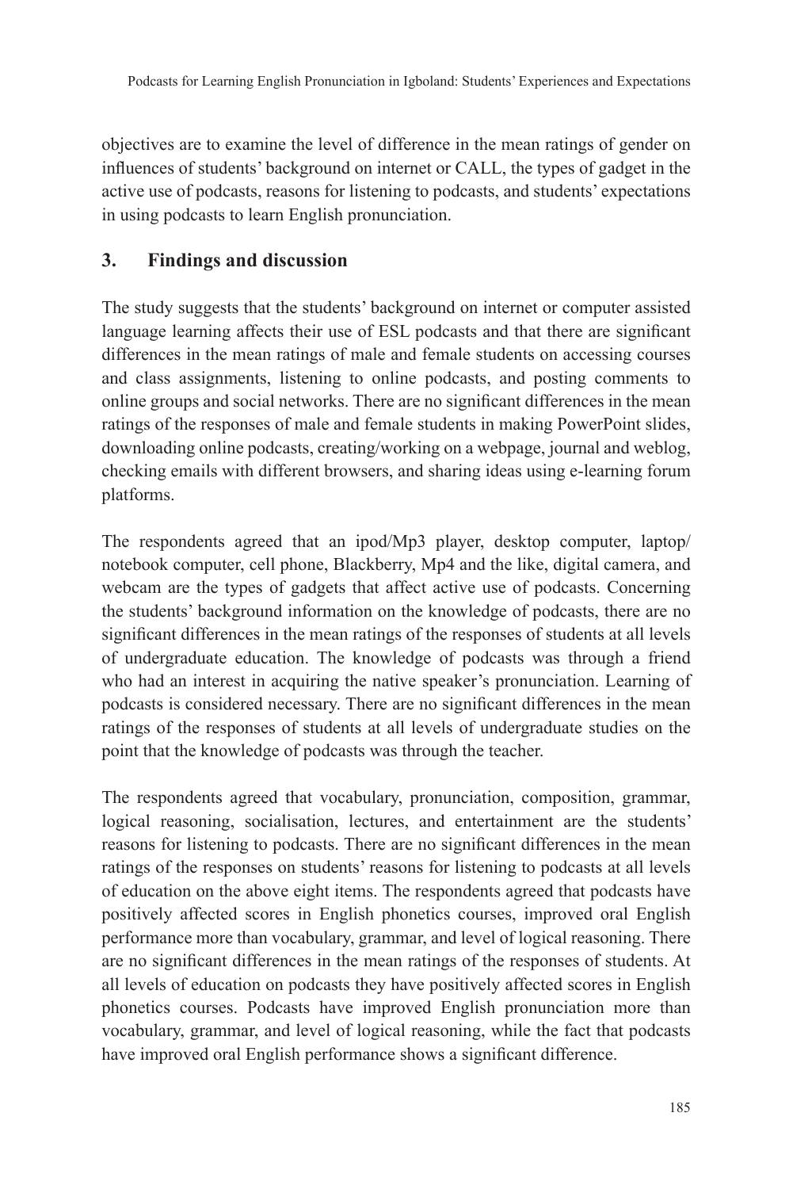objectives are to examine the level of difference in the mean ratings of gender on influences of students' background on internet or CALL, the types of gadget in the active use of podcasts, reasons for listening to podcasts, and students' expectations in using podcasts to learn English pronunciation.

## 3. Findings and discussion

The study suggests that the students' background on internet or computer assisted language learning affects their use of ESL podcasts and that there are significant differences in the mean ratings of male and female students on accessing courses and class assignments, listening to online podcasts, and posting comments to online groups and social networks. There are no significant differences in the mean ratings of the responses of male and female students in making PowerPoint slides, downloading online podcasts, creating/working on a webpage, journal and weblog, checking emails with different browsers, and sharing ideas using e-learning forum platforms.

The respondents agreed that an ipod/Mp3 player, desktop computer, laptop/notebook computer, cell phone, Blackberry, Mp4 and the like, digital camera, and webcam are the types of gadgets that affect active use of podcasts. Concerning the students' background information on the knowledge of podcasts, there are no significant differences in the mean ratings of the responses of students at all levels of undergraduate education. The knowledge of podcasts was through a friend who had an interest in acquiring the native speaker's pronunciation. Learning of podcasts is considered necessary. There are no significant differences in the mean ratings of the responses of students at all levels of undergraduate studies on the point that the knowledge of podcasts was through the teacher.

The respondents agreed that vocabulary, pronunciation, composition, grammar, logical reasoning, socialisation, lectures, and entertainment are the students' reasons for listening to podcasts. There are no significant differences in the mean ratings of the responses on students' reasons for listening to podcasts at all levels of education on the above eight items. The respondents agreed that podcasts have positively affected scores in English phonetics courses, improved oral English performance more than vocabulary, grammar, and level of logical reasoning. There are no significant differences in the mean ratings of the responses of students. At all levels of education on podcasts they have positively affected scores in English phonetics courses. Podcasts have improved English pronunciation more than vocabulary, grammar, and level of logical reasoning, while the fact that podcasts have improved oral English performance shows a significant difference.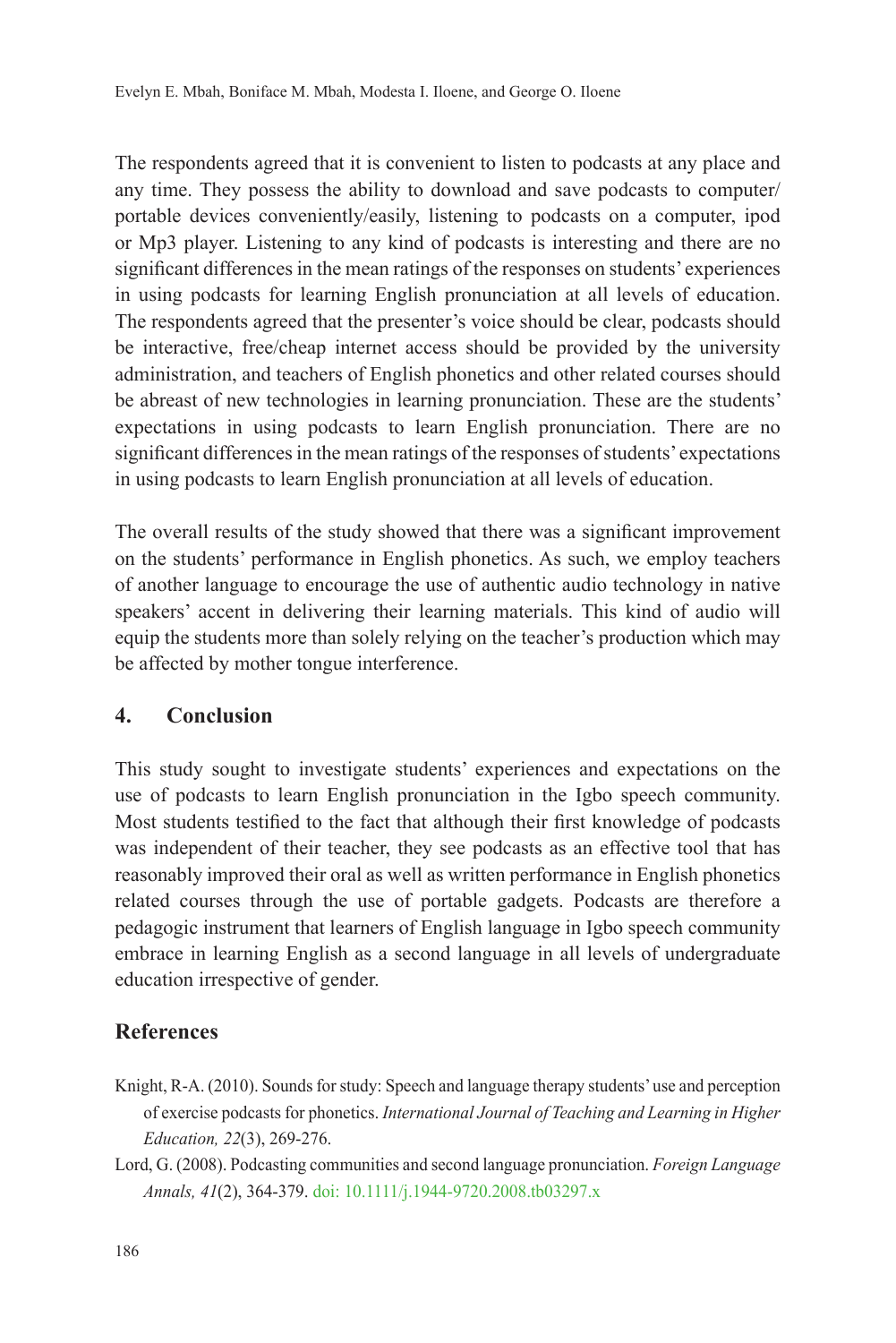The respondents agreed that it is convenient to listen to podcasts at any place and any time. They possess the ability to download and save podcasts to computer/portable devices conveniently/easily, listening to podcasts on a computer, ipod or Mp3 player. Listening to any kind of podcasts is interesting and there are no significant differences in the mean ratings of the responses on students' experiences in using podcasts for learning English pronunciation at all levels of education. The respondents agreed that the presenter's voice should be clear, podcasts should be interactive, free/cheap internet access should be provided by the university administration, and teachers of English phonetics and other related courses should be abreast of new technologies in learning pronunciation. These are the students' expectations in using podcasts to learn English pronunciation. There are no significant differences in the mean ratings of the responses of students' expectations in using podcasts to learn English pronunciation at all levels of education.

The overall results of the study showed that there was a significant improvement on the students' performance in English phonetics. As such, we employ teachers of another language to encourage the use of authentic audio technology in native speakers' accent in delivering their learning materials. This kind of audio will equip the students more than solely relying on the teacher's production which may be affected by mother tongue interference.

## 4. Conclusion

This study sought to investigate students' experiences and expectations on the use of podcasts to learn English pronunciation in the Igbo speech community. Most students testified to the fact that although their first knowledge of podcasts was independent of their teacher, they see podcasts as an effective tool that has reasonably improved their oral as well as written performance in English phonetics related courses through the use of portable gadgets. Podcasts are therefore a pedagogic instrument that learners of English language in Igbo speech community embrace in learning English as a second language in all levels of undergraduate education irrespective of gender.

## References

Knight, R-A. (2010). Sounds for study: Speech and language therapy students' use and perception of exercise podcasts for phonetics. *International Journal of Teaching and Learning in Higher Education, 22*(3), 269-276.

Lord, G. (2008). Podcasting communities and second language pronunciation. *Foreign Language Annals, 41*(2), 364-379. doi: 10.1111/j.1944-9720.2008.tb03297.x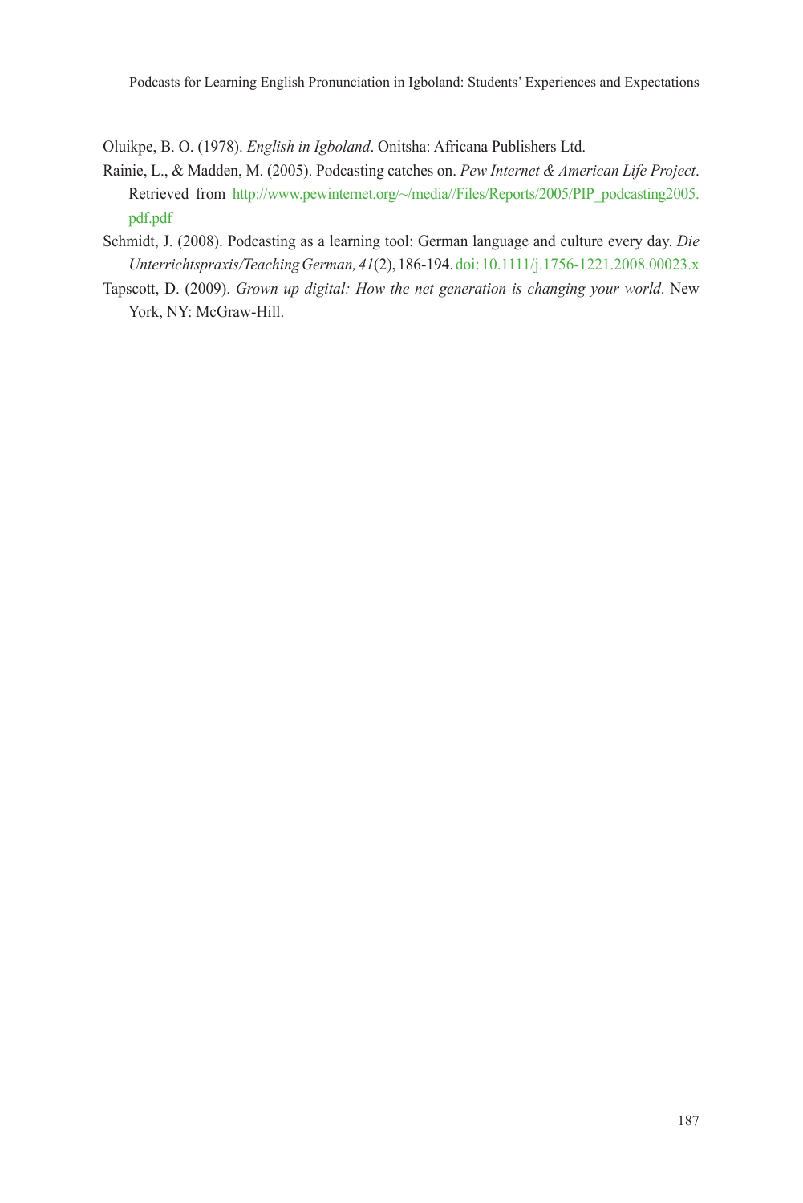Oluikpe, B. O. (1978). *English in Igboland*. Onitsha: Africana Publishers Ltd.

Rainie, L., & Madden, M. (2005). Podcasting catches on. *Pew Internet & American Life Project*. Retrieved from http://www.pewinternet.org/~/media//Files/Reports/2005/PIP_podcasting2005.pdf.pdf

Schmidt, J. (2008). Podcasting as a learning tool: German language and culture every day. *Die Unterrichtspraxis/Teaching German, 41*(2), 186-194. doi: 10.1111/j.1756-1221.2008.00023.x

Tapscott, D. (2009). *Grown up digital: How the net generation is changing your world*. New York, NY: McGraw-Hill.